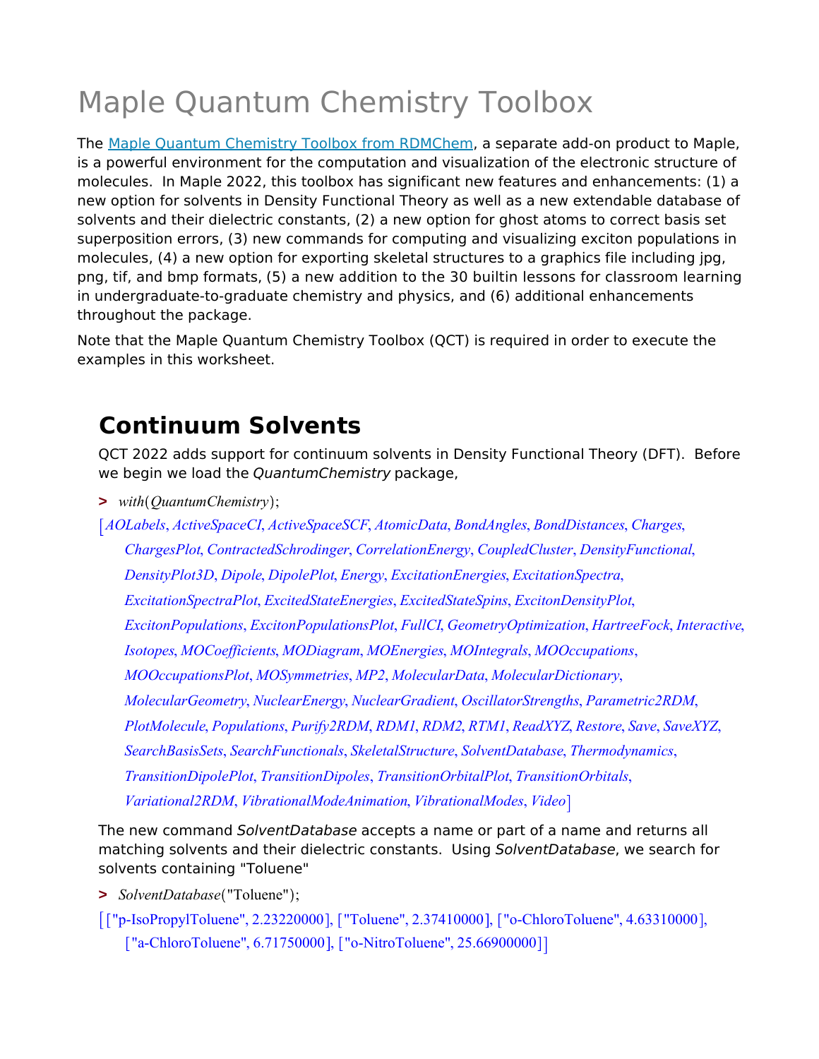# Maple Quantum Chemistry Toolbox

The Maple Quantum Chemistry Toolbox from RDMChem, a separate add-on product to Maple, is a powerful environment for the computation and visualization of the electronic structure of molecules. In Maple 2022, this toolbox has significant new features and enhancements: (1) a new option for solvents in Density Functional Theory as well as a new extendable database of solvents and their dielectric constants, (2) a new option for ghost atoms to correct basis set superposition errors, (3) new commands for computing and visualizing exciton populations in molecules, (4) a new option for exporting skeletal structures to a graphics file including jpg, png, tif, and bmp formats, (5) a new addition to the 30 builtin lessons for classroom learning in undergraduate-to-graduate chemistry and physics, and (6) additional enhancements throughout the package.

Note that the Maple Quantum Chemistry Toolbox (QCT) is required in order to execute the examples in this worksheet.

## Continuum Solvents

QCT 2022 adds support for continuum solvents in Density Functional Theory (DFT). Before we begin we load the *QuantumChemistry* package,

```
> with(QuantumChemistry);
```

```
[AOLabels, ActiveSpaceCI, ActiveSpaceSCF, AtomicData, BondAngles, BondDistances, Charges,
 ChargesPlot, ContractedSchrodinger, CorrelationEnergy, CoupledCluster, DensityFunctional,
 DensityPlot3D, Dipole, DipolePlot, Energy, ExcitationEnergies, ExcitationSpectra,
 ExcitationSpectraPlot, ExcitedStateEnergies, ExcitedStateSpins, ExcitonDensityPlot,
 ExcitonPopulations, ExcitonPopulationsPlot, FullCI, GeometryOptimization, HartreeFock, Interactive,
 Isotopes, MOCoefficients, MODiagram, MOEnergies, MOIntegrals, MOOccupations,
 MOOccupationsPlot, MOSymmetries, MP2, MolecularData, MolecularDictionary,
 MolecularGeometry, NuclearEnergy, NuclearGradient, OscillatorStrengths, Parametric2RDM,
 PlotMolecule, Populations, Purify2RDM, RDM1, RDM2, RTM1, ReadXYZ, Restore, Save, SaveXYZ,
 SearchBasisSets, SearchFunctionals, SkeletalStructure, SolventDatabase, Thermodynamics,
 TransitionDipolePlot, TransitionDipoles, TransitionOrbitalPlot, TransitionOrbitals,
 Variational2RDM, VibrationalModeAnimation, VibrationalModes, Video]
```

The new command *SolventDatabase* accepts a name or part of a name and returns all matching solvents and their dielectric constants. Using *SolventDatabase*, we search for solvents containing "Toluene"

```
> SolventDatabase("Toluene");
```

```
[["p-IsoPropylToluene", 2.23220000], ["Toluene", 2.37410000], ["o-ChloroToluene", 4.63310000],
 ["a-ChloroToluene", 6.71750000], ["o-NitroToluene", 25.66900000]]
```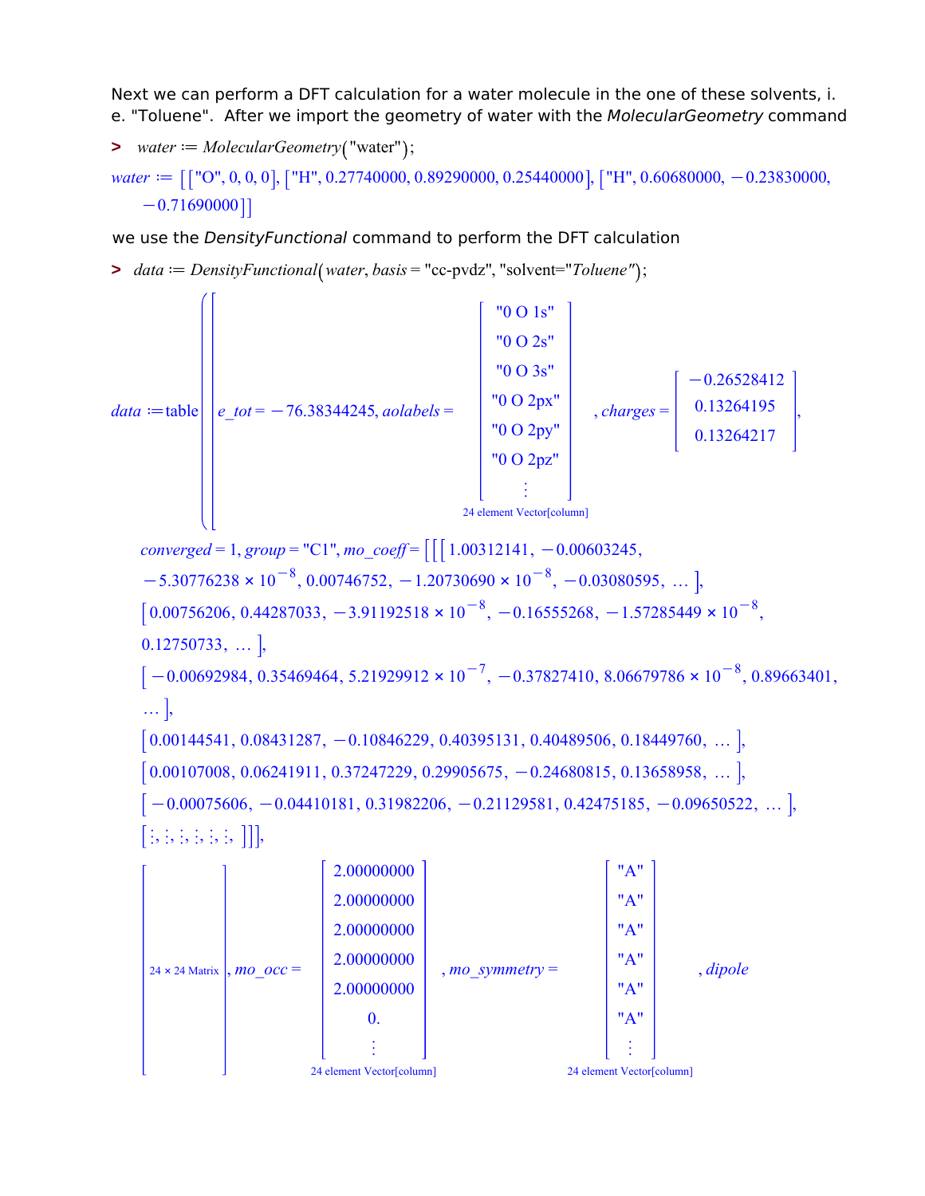Next we can perform a DFT calculation for a water molecule in the one of these solvents, i. e. "Toluene". After we import the geometry of water with the *MolecularGeometry* command

```
> water := MolecularGeometry("water");
```

water := [["O", 0, 0, 0], ["H", 0.27740000, 0.89290000, 0.25440000], ["H", 0.60680000, −0.23830000, −0.71690000]]

we use the *DensityFunctional* command to perform the DFT calculation

```
> data := DensityFunctional(water, basis = "cc-pvdz", "solvent="Toluene");
```

data := table([e_tot = −76.38344245, aolabels = ["0 O 1s", "0 O 2s", "0 O 3s", "0 O 2px", "0 O 2py", "0 O 2pz", ⋮] (24 element Vector[column]), charges = [−0.26528412, 0.13264195, 0.13264217],

converged = 1, group = "C1", mo_coeff = [[[1.00312141, −0.00603245, $-5.30776238 \times 10^{-8}$, 0.00746752, $-1.20730690 \times 10^{-8}$, −0.03080595, … ],
[0.00756206, 0.44287033, $-3.91192518 \times 10^{-8}$, −0.16555268, $-1.57285449 \times 10^{-8}$, 0.12750733, … ],
[−0.00692984, 0.35469464, $5.21929912 \times 10^{-7}$, −0.37827410, $8.06679786 \times 10^{-8}$, 0.89663401, … ],
[0.00144541, 0.08431287, −0.10846229, 0.40395131, 0.40489506, 0.18449760, … ],
[0.00107008, 0.06241911, 0.37247229, 0.29905675, −0.24680815, 0.13658958, … ],
[−0.00075606, −0.04410181, 0.31982206, −0.21129581, 0.42475185, −0.09650522, … ],
[⋮, ⋮, ⋮, ⋮, ⋮, ⋮, ]]],

[24 × 24 Matrix], mo_occ = [2.00000000, 2.00000000, 2.00000000, 2.00000000, 2.00000000, 0., ⋮] (24 element Vector[column]), mo_symmetry = ["A", "A", "A", "A", "A", "A", ⋮] (24 element Vector[column]), dipole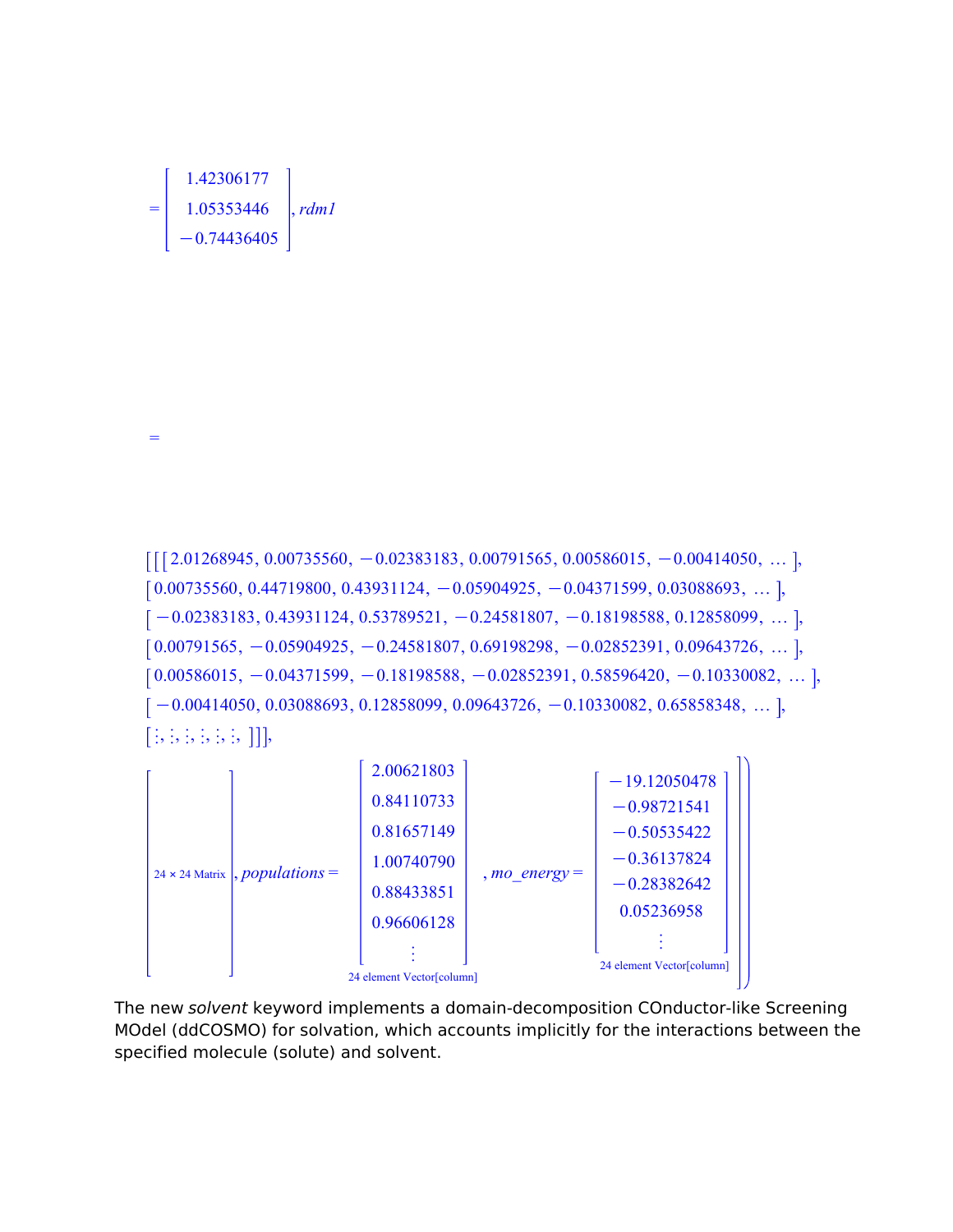$$= \begin{bmatrix} 1.42306177 \\ 1.05353446 \\ -0.74436405 \end{bmatrix}, rdm1$$

$$=$$

$$[[[2.01268945, 0.00735560, -0.02383183, 0.00791565, 0.00586015, -0.00414050, \ldots],$$
$$[0.00735560, 0.44719800, 0.43931124, -0.05904925, -0.04371599, 0.03088693, \ldots],$$
$$[-0.02383183, 0.43931124, 0.53789521, -0.24581807, -0.18198588, 0.12858099, \ldots],$$
$$[0.00791565, -0.05904925, -0.24581807, 0.69198298, -0.02852391, 0.09643726, \ldots],$$
$$[0.00586015, -0.04371599, -0.18198588, -0.02852391, 0.58596420, -0.10330082, \ldots],$$
$$[-0.00414050, 0.03088693, 0.12858099, 0.09643726, -0.10330082, 0.65858348, \ldots],$$
$$[\vdots, \vdots, \vdots, \vdots, \vdots, \vdots, ]]],$$

$$\left[ \text{24} \times \text{24 Matrix} \right], populations = \begin{bmatrix} 2.00621803 \\ 0.84110733 \\ 0.81657149 \\ 1.00740790 \\ 0.88433851 \\ 0.96606128 \\ \vdots \end{bmatrix}_{\text{24 element Vector[column]}}, mo\_energy = \begin{bmatrix} -19.12050478 \\ -0.98721541 \\ -0.50535422 \\ -0.36137824 \\ -0.28382642 \\ 0.05236958 \\ \vdots \end{bmatrix}_{\text{24 element Vector[column]}} \Bigg] \Bigg)$$

The new *solvent* keyword implements a domain-decomposition COnductor-like Screening MOdel (ddCOSMO) for solvation, which accounts implicitly for the interactions between the specified molecule (solute) and solvent.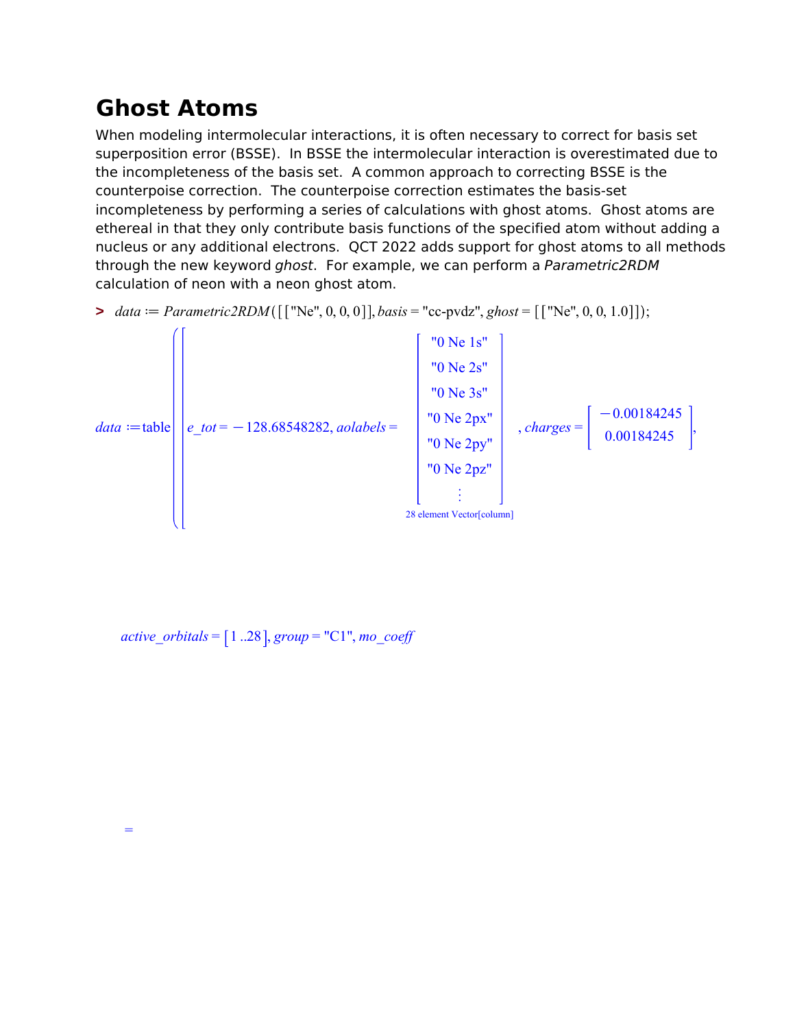# Ghost Atoms

When modeling intermolecular interactions, it is often necessary to correct for basis set superposition error (BSSE). In BSSE the intermolecular interaction is overestimated due to the incompleteness of the basis set. A common approach to correcting BSSE is the counterpoise correction. The counterpoise correction estimates the basis-set incompleteness by performing a series of calculations with ghost atoms. Ghost atoms are ethereal in that they only contribute basis functions of the specified atom without adding a nucleus or any additional electrons. QCT 2022 adds support for ghost atoms to all methods through the new keyword *ghost*. For example, we can perform a *Parametric2RDM* calculation of neon with a neon ghost atom.

```
> data := Parametric2RDM([["Ne", 0, 0, 0]], basis = "cc-pvdz", ghost = [["Ne", 0, 0, 1.0]]);
```

$$data := \text{table}\left(\left[e\_tot = -128.68548282,\ aolabels = \begin{bmatrix} \text{"0 Ne 1s"} \\ \text{"0 Ne 2s"} \\ \text{"0 Ne 3s"} \\ \text{"0 Ne 2px"} \\ \text{"0 Ne 2py"} \\ \text{"0 Ne 2pz"} \\ \vdots \end{bmatrix}_{\text{28 element Vector[column]}},\ charges = \begin{bmatrix} -0.00184245 \\ 0.00184245 \end{bmatrix},\right.\right.$$

$$active\_orbitals = [1\,..28],\ group = \text{"C1"},\ mo\_coeff$$

$$=$$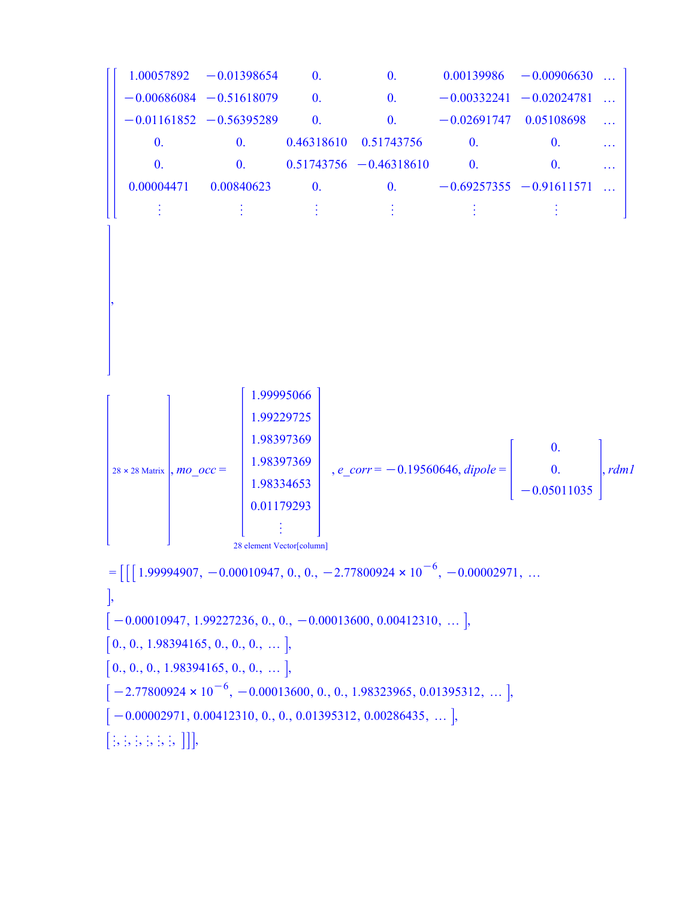$$
\left[\left[\begin{array}{ccccccc}
1.00057892 & -0.01398654 & 0. & 0. & 0.00139986 & -0.00906630 & \ldots \\
-0.00686084 & -0.51618079 & 0. & 0. & -0.00332241 & -0.02024781 & \ldots \\
-0.01161852 & -0.56395289 & 0. & 0. & -0.02691747 & 0.05108698 & \ldots \\
0. & 0. & 0.46318610 & 0.51743756 & 0. & 0. & \ldots \\
0. & 0. & 0.51743756 & -0.46318610 & 0. & 0. & \ldots \\
0.00004471 & 0.00840623 & 0. & 0. & -0.69257355 & -0.91611571 & \ldots \\
\vdots & \vdots & \vdots & \vdots & \vdots & \vdots &
\end{array}\right]\right.,
$$

$$
\left[\begin{array}{c} \text{28 × 28 Matrix} \end{array}\right], mo\_occ = \left[\begin{array}{c}
1.99995066 \\
1.99229725 \\
1.98397369 \\
1.98397369 \\
1.98334653 \\
0.01179293 \\
\vdots
\end{array}\right], e\_corr = -0.19560646, dipole = \left[\begin{array}{c}
0. \\
0. \\
-0.05011035
\end{array}\right], rdm1
$$

28 element Vector[column]

$$
= [[[1.99994907, -0.00010947, 0., 0., -2.77800924 \times 10^{-6}, -0.00002971, \ldots],
$$

$$
[-0.00010947, 1.99227236, 0., 0., -0.00013600, 0.00412310, \ldots],
$$

$$
[0., 0., 1.98394165, 0., 0., 0., \ldots],
$$

$$
[0., 0., 0., 1.98394165, 0., 0., \ldots],
$$

$$
[-2.77800924 \times 10^{-6}, -0.00013600, 0., 0., 1.98323965, 0.01395312, \ldots],
$$

$$
[-0.00002971, 0.00412310, 0., 0., 0.01395312, 0.00286435, \ldots],
$$

$$
[\vdots, \vdots, \vdots, \vdots, \vdots, \vdots, ]]],
$$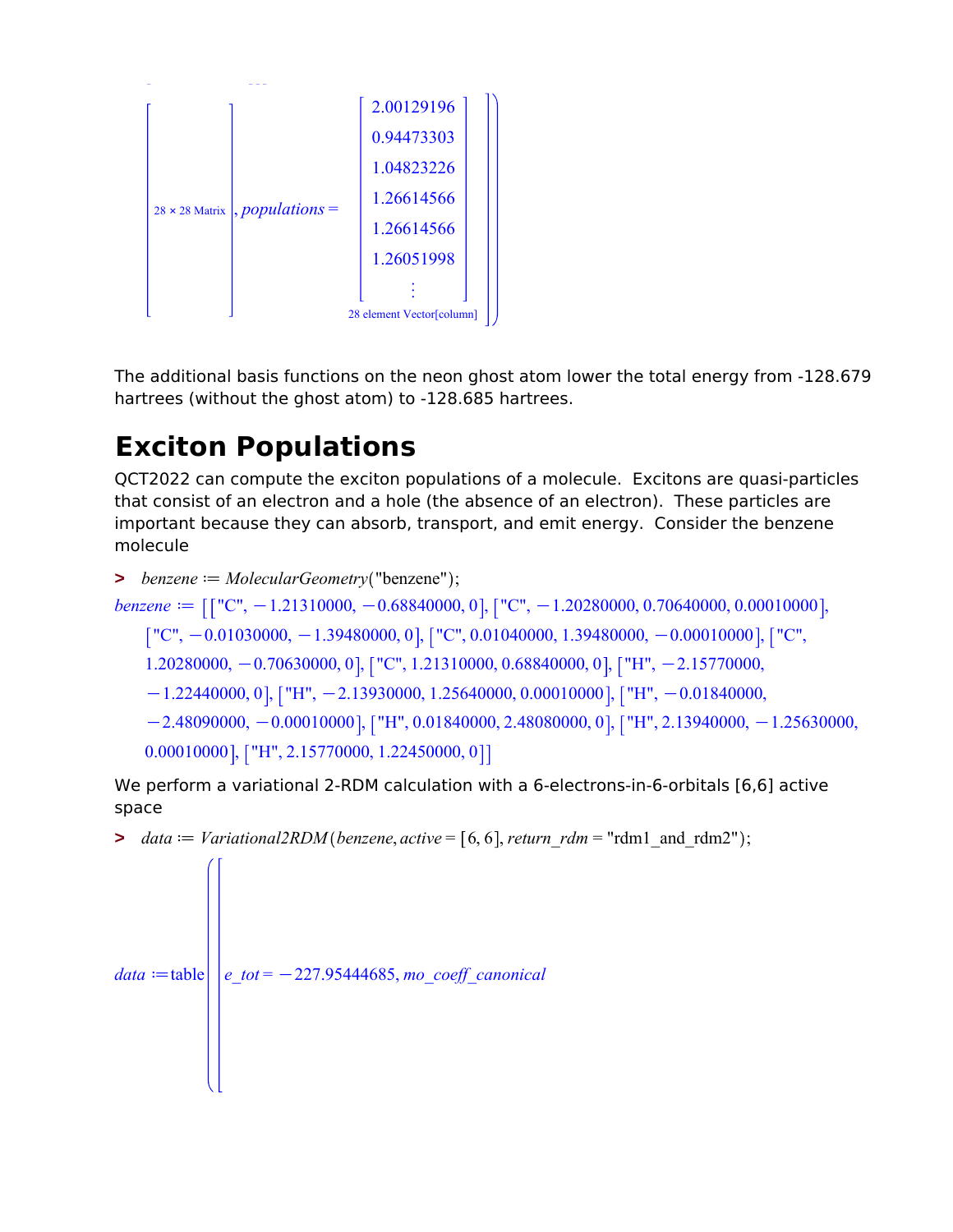$$\left[ \begin{array}{c} \\ 28 \times 28 \text{ Matrix} \\ \\ \end{array} \right], populations = \left[ \begin{array}{c} 2.00129196 \\ 0.94473303 \\ 1.04823226 \\ 1.26614566 \\ 1.26614566 \\ 1.26051998 \\ \vdots \\ \end{array} \right]$$

28 element Vector[column]

The additional basis functions on the neon ghost atom lower the total energy from -128.679 hartrees (without the ghost atom) to -128.685 hartrees.

# Exciton Populations

QCT2022 can compute the exciton populations of a molecule. Excitons are quasi-particles that consist of an electron and a hole (the absence of an electron). These particles are important because they can absorb, transport, and emit energy. Consider the benzene molecule

```
> benzene := MolecularGeometry("benzene");
```

benzene := [["C", -1.21310000, -0.68840000, 0], ["C", -1.20280000, 0.70640000, 0.00010000], ["C", -0.01030000, -1.39480000, 0], ["C", 0.01040000, 1.39480000, -0.00010000], ["C", 1.20280000, -0.70630000, 0], ["C", 1.21310000, 0.68840000, 0], ["H", -2.15770000, -1.22440000, 0], ["H", -2.13930000, 1.25640000, 0.00010000], ["H", -0.01840000, -2.48090000, -0.00010000], ["H", 0.01840000, 2.48080000, 0], ["H", 2.13940000, -1.25630000, 0.00010000], ["H", 2.15770000, 1.22450000, 0]]

We perform a variational 2-RDM calculation with a 6-electrons-in-6-orbitals [6,6] active space

```
> data := Variational2RDM(benzene, active = [6, 6], return_rdm = "rdm1_and_rdm2");
```

data := table([e_tot = -227.95444685, mo_coeff_canonical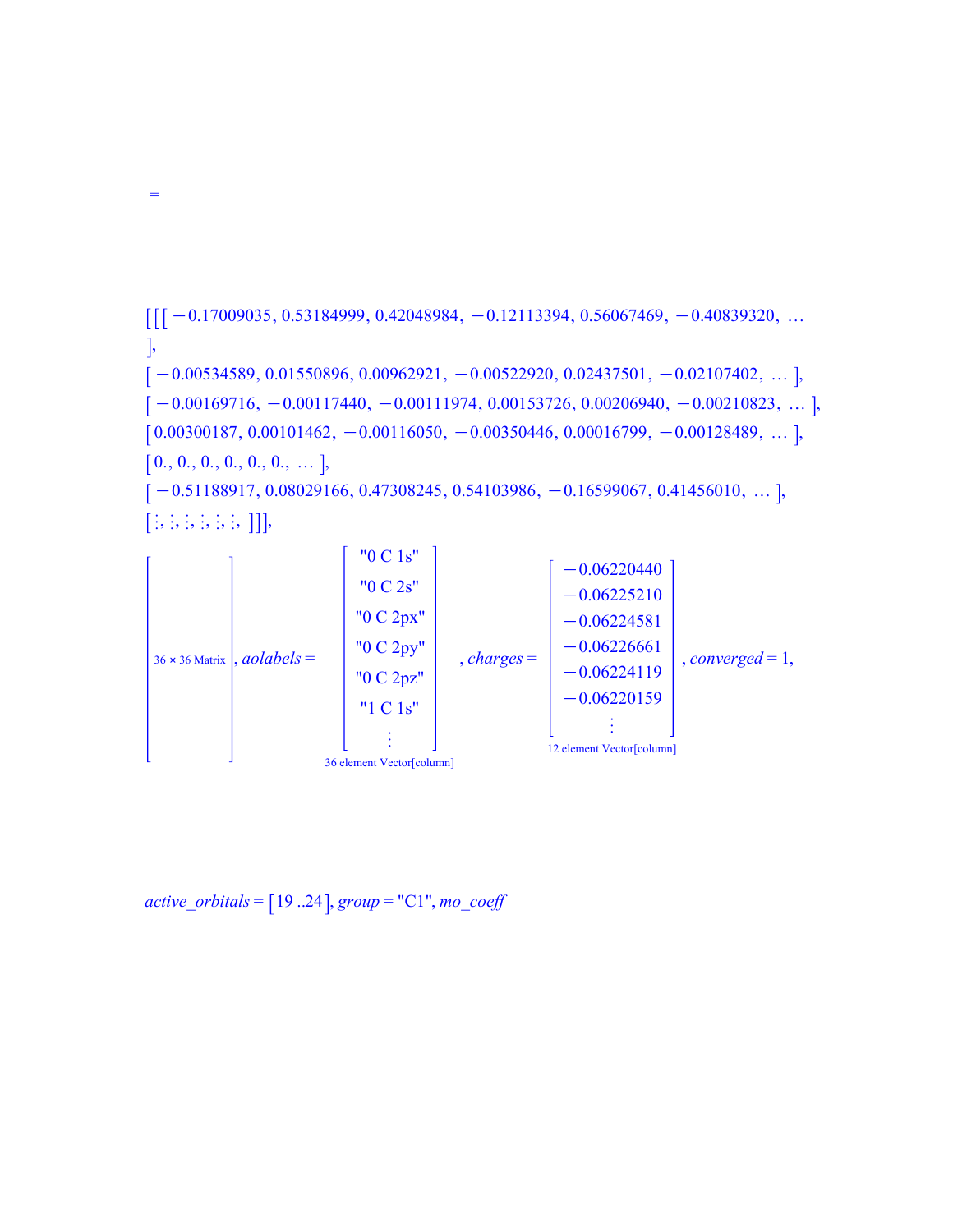=

[[[ −0.17009035, 0.53184999, 0.42048984, −0.12113394, 0.56067469, −0.40839320, …
],
[ −0.00534589, 0.01550896, 0.00962921, −0.00522920, 0.02437501, −0.02107402, … ],
[ −0.00169716, −0.00117440, −0.00111974, 0.00153726, 0.00206940, −0.00210823, … ],
[ 0.00300187, 0.00101462, −0.00116050, −0.00350446, 0.00016799, −0.00128489, … ],
[ 0., 0., 0., 0., 0., 0., … ],
[ −0.51188917, 0.08029166, 0.47308245, 0.54103986, −0.16599067, 0.41456010, … ],
[ ⋮, ⋮, ⋮, ⋮, ⋮, ⋮, ]]],

[ 36 × 36 Matrix ], *aolabels* = [ "0 C 1s", "0 C 2s", "0 C 2px", "0 C 2py", "0 C 2pz", "1 C 1s", ⋮ ] (36 element Vector[column]), *charges* = [ −0.06220440, −0.06225210, −0.06224581, −0.06226661, −0.06224119, −0.06220159, ⋮ ] (12 element Vector[column]), *converged* = 1,

*active_orbitals* = [19 ..24], *group* = "C1", *mo_coeff*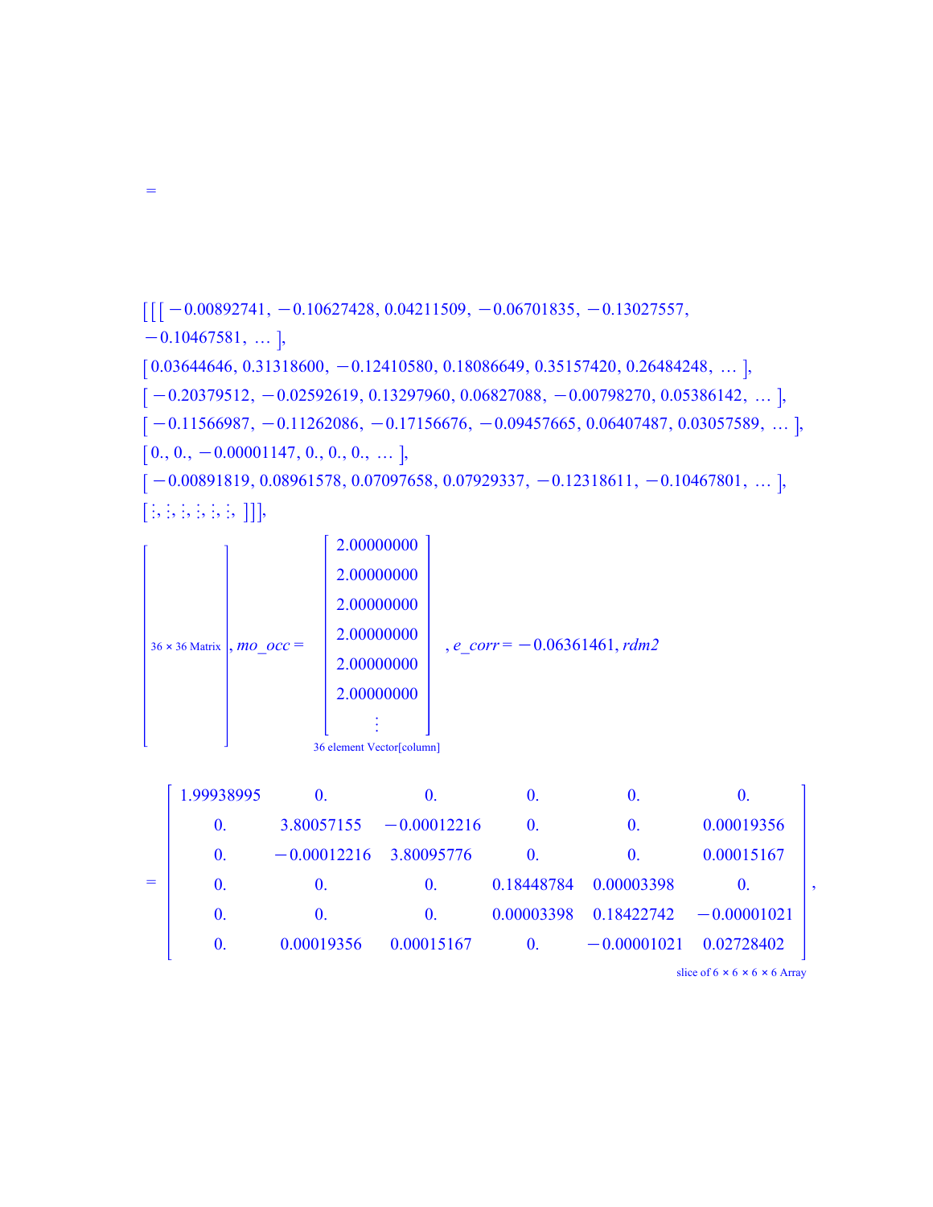=

[[[ −0.00892741, −0.10627428, 0.04211509, −0.06701835, −0.13027557, −0.10467581, ... ],
[ 0.03644646, 0.31318600, −0.12410580, 0.18086649, 0.35157420, 0.26484248, ... ],
[ −0.20379512, −0.02592619, 0.13297960, 0.06827088, −0.00798270, 0.05386142, ... ],
[ −0.11566987, −0.11262086, −0.17156676, −0.09457665, 0.06407487, 0.03057589, ... ],
[ 0., 0., −0.00001147, 0., 0., 0., ... ],
[ −0.00891819, 0.08961578, 0.07097658, 0.07929337, −0.12318611, −0.10467801, ... ],
[ ⋮, ⋮, ⋮, ⋮, ⋮, ⋮, ]]],

[ 36 × 36 Matrix ], *mo_occ* = [ 2.00000000, 2.00000000, 2.00000000, 2.00000000, 2.00000000, 2.00000000, ⋮ ] (36 element Vector[column]), *e_corr* = −0.06361461, *rdm2*

=

|  |  |  |  |  |  |
|---|---|---|---|---|---|
| 1.99938995 | 0. | 0. | 0. | 0. | 0. |
| 0. | 3.80057155 | −0.00012216 | 0. | 0. | 0.00019356 |
| 0. | −0.00012216 | 3.80095776 | 0. | 0. | 0.00015167 |
| 0. | 0. | 0. | 0.18448784 | 0.00003398 | 0. |
| 0. | 0. | 0. | 0.00003398 | 0.18422742 | −0.00001021 |
| 0. | 0.00019356 | 0.00015167 | 0. | −0.00001021 | 0.02728402 |

slice of 6 × 6 × 6 × 6 Array ,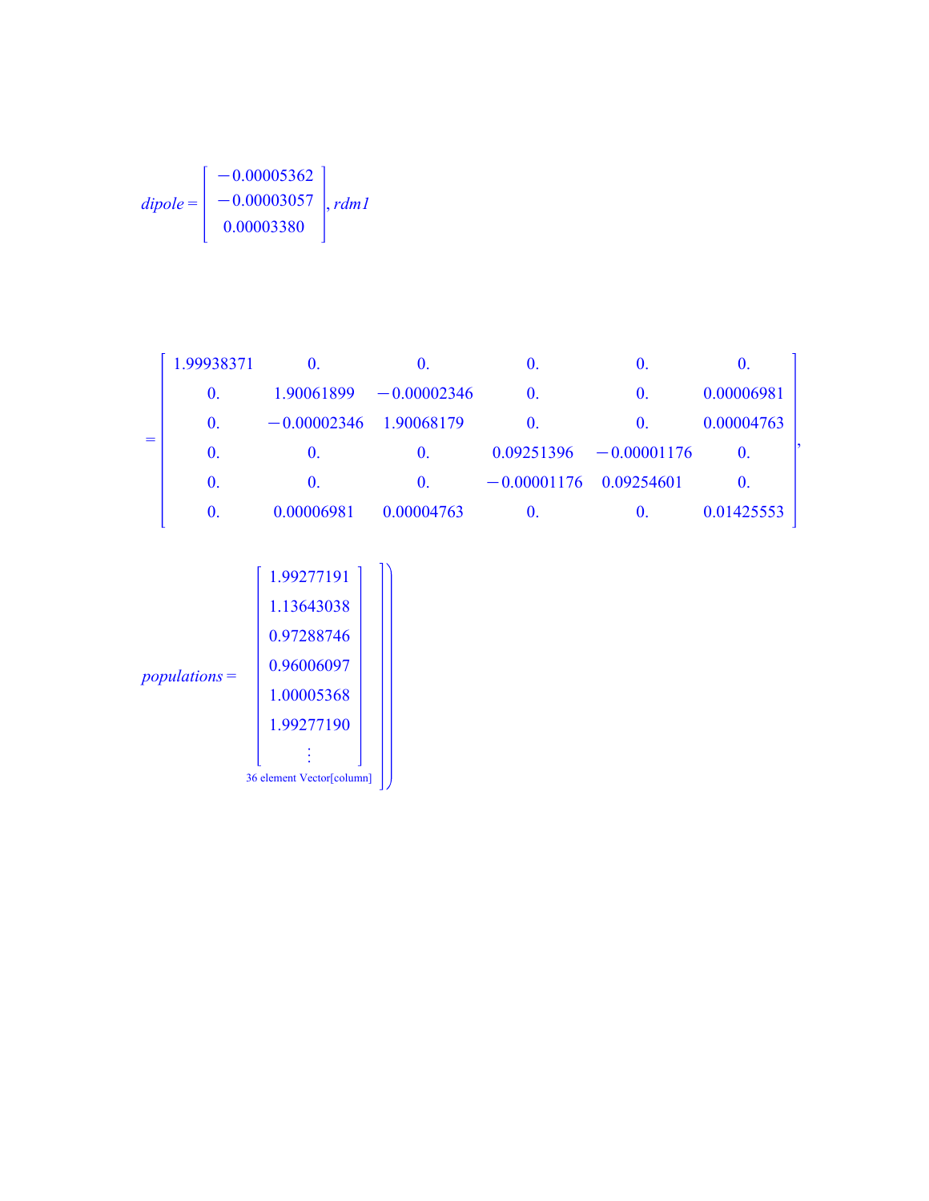$$dipole = \begin{bmatrix} -0.00005362 \\ -0.00003057 \\ 0.00003380 \end{bmatrix}, rdm1$$

$$= \begin{bmatrix} 1.99938371 & 0. & 0. & 0. & 0. & 0. \\ 0. & 1.90061899 & -0.00002346 & 0. & 0. & 0.00006981 \\ 0. & -0.00002346 & 1.90068179 & 0. & 0. & 0.00004763 \\ 0. & 0. & 0. & 0.09251396 & -0.00001176 & 0. \\ 0. & 0. & 0. & -0.00001176 & 0.09254601 & 0. \\ 0. & 0.00006981 & 0.00004763 & 0. & 0. & 0.01425553 \end{bmatrix},$$

$$populations = \left. \begin{bmatrix} 1.99277191 \\ 1.13643038 \\ 0.97288746 \\ 0.96006097 \\ 1.00005368 \\ 1.99277190 \\ \vdots \end{bmatrix} \right] \Bigg)$$

36 element Vector[column]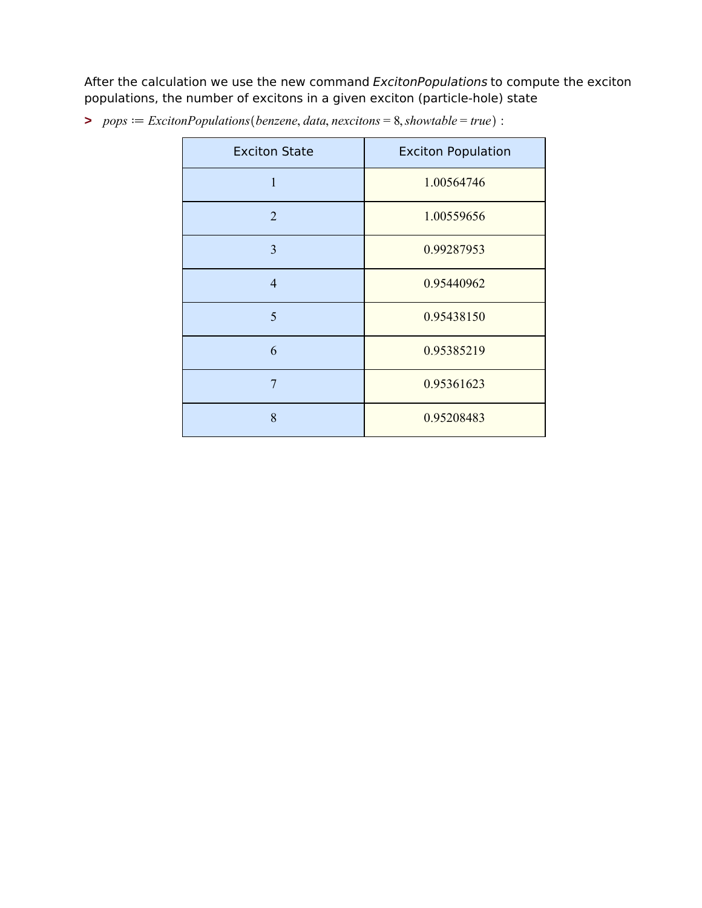After the calculation we use the new command *ExcitonPopulations* to compute the exciton populations, the number of excitons in a given exciton (particle-hole) state

```
> pops := ExcitonPopulations(benzene, data, nexcitons = 8, showtable = true) :
```

| Exciton State | Exciton Population |
| --- | --- |
| 1 | 1.00564746 |
| 2 | 1.00559656 |
| 3 | 0.99287953 |
| 4 | 0.95440962 |
| 5 | 0.95438150 |
| 6 | 0.95385219 |
| 7 | 0.95361623 |
| 8 | 0.95208483 |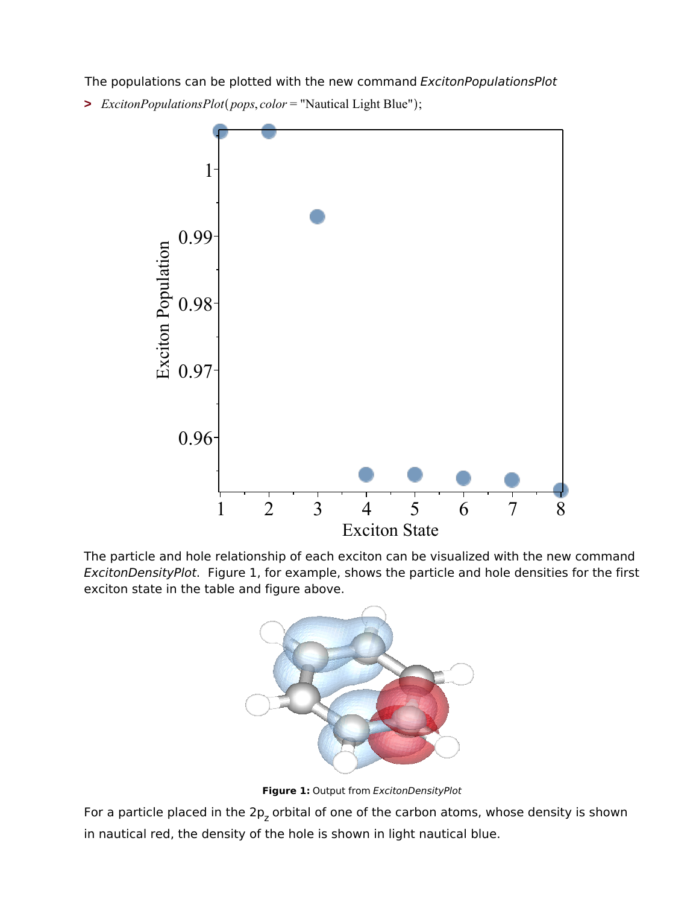The populations can be plotted with the new command *ExcitonPopulationsPlot*

```
> ExcitonPopulationsPlot(pops, color = "Nautical Light Blue");
```

The particle and hole relationship of each exciton can be visualized with the new command *ExcitonDensityPlot*. Figure 1, for example, shows the particle and hole densities for the first exciton state in the table and figure above.

**Figure 1:** Output from *ExcitonDensityPlot*

For a particle placed in the $2p_z$ orbital of one of the carbon atoms, whose density is shown in nautical red, the density of the hole is shown in light nautical blue.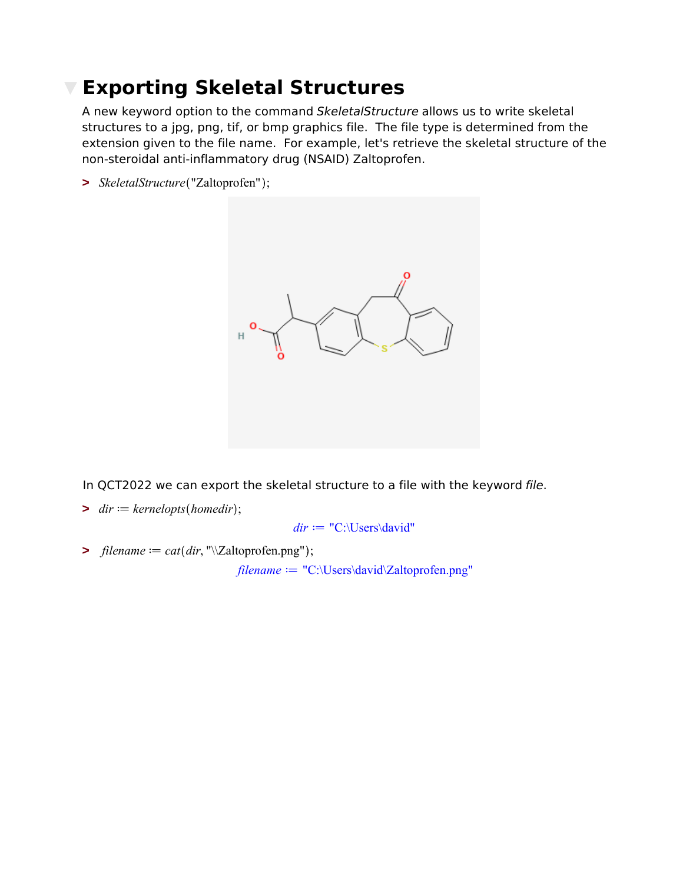# Exporting Skeletal Structures

A new keyword option to the command *SkeletalStructure* allows us to write skeletal structures to a jpg, png, tif, or bmp graphics file. The file type is determined from the extension given to the file name. For example, let's retrieve the skeletal structure of the non-steroidal anti-inflammatory drug (NSAID) Zaltoprofen.

```
> SkeletalStructure("Zaltoprofen");
```

In QCT2022 we can export the skeletal structure to a file with the keyword *file*.

```
> dir := kernelopts(homedir);
```

dir := "C:\Users\david"

```
> filename := cat(dir, "\\Zaltoprofen.png");
```

filename := "C:\Users\david\Zaltoprofen.png"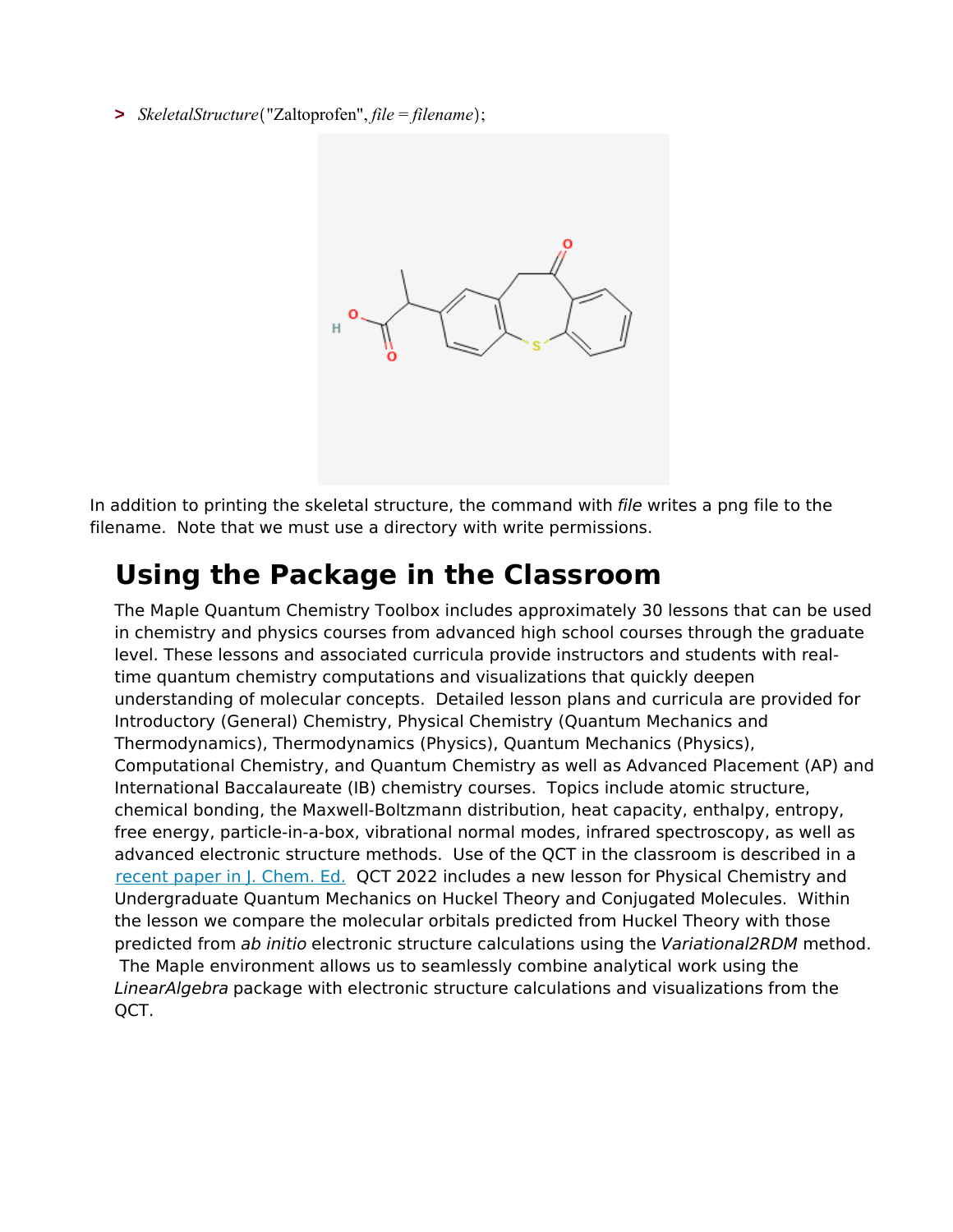```
> SkeletalStructure("Zaltoprofen", file = filename);
```

In addition to printing the skeletal structure, the command with *file* writes a png file to the filename.  Note that we must use a directory with write permissions.

## Using the Package in the Classroom

The Maple Quantum Chemistry Toolbox includes approximately 30 lessons that can be used in chemistry and physics courses from advanced high school courses through the graduate level. These lessons and associated curricula provide instructors and students with real-time quantum chemistry computations and visualizations that quickly deepen understanding of molecular concepts.  Detailed lesson plans and curricula are provided for Introductory (General) Chemistry, Physical Chemistry (Quantum Mechanics and Thermodynamics), Thermodynamics (Physics), Quantum Mechanics (Physics), Computational Chemistry, and Quantum Chemistry as well as Advanced Placement (AP) and International Baccalaureate (IB) chemistry courses.  Topics include atomic structure, chemical bonding, the Maxwell-Boltzmann distribution, heat capacity, enthalpy, entropy, free energy, particle-in-a-box, vibrational normal modes, infrared spectroscopy, as well as advanced electronic structure methods.  Use of the QCT in the classroom is described in a recent paper in J. Chem. Ed.  QCT 2022 includes a new lesson for Physical Chemistry and Undergraduate Quantum Mechanics on Huckel Theory and Conjugated Molecules.  Within the lesson we compare the molecular orbitals predicted from Huckel Theory with those predicted from *ab initio* electronic structure calculations using the *Variational2RDM* method.  The Maple environment allows us to seamlessly combine analytical work using the *LinearAlgebra* package with electronic structure calculations and visualizations from the QCT.